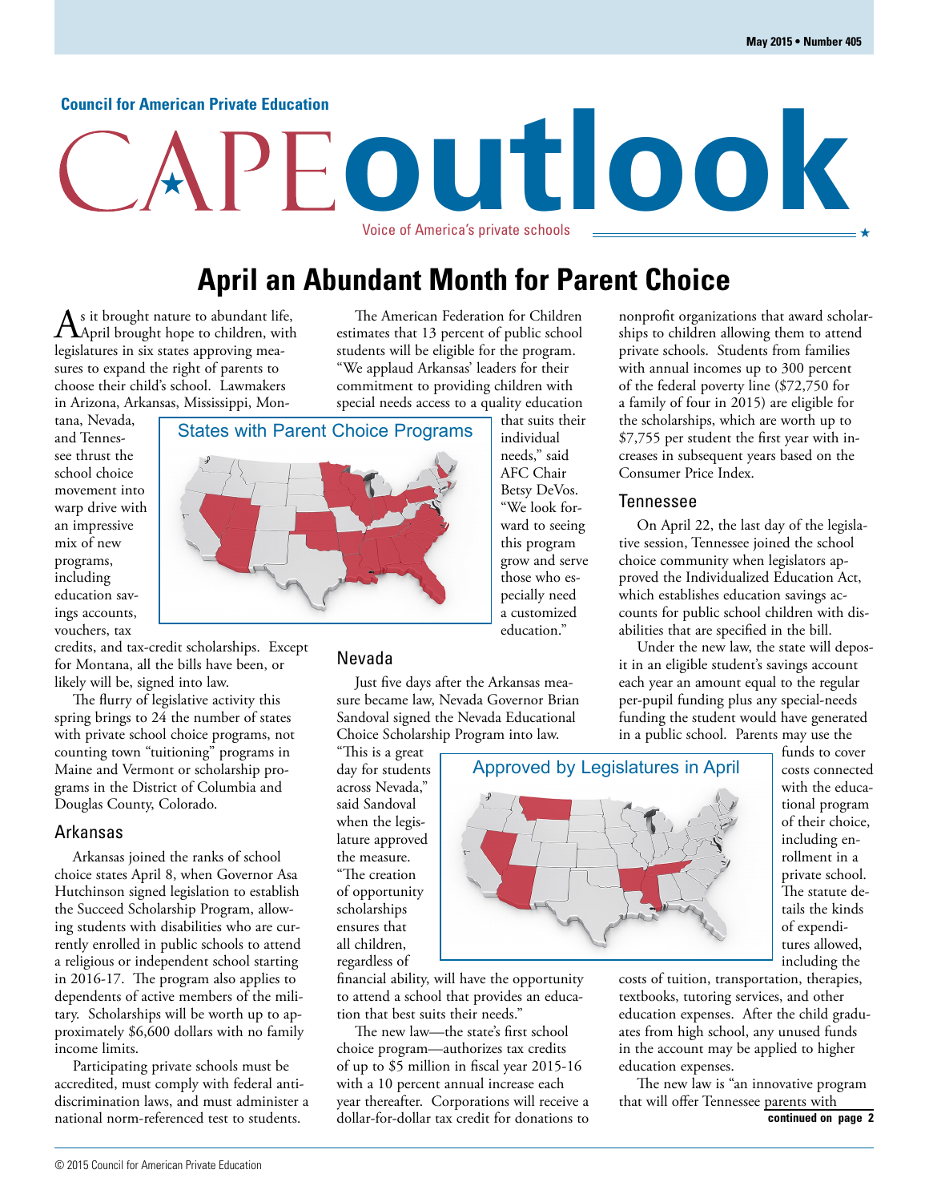Council for American Private Education

# CAPE outlook

Voice of America's private schools

May 2015 • Number 405

## April an Abundant Month for Parent Choice

As it brought nature to abundant life, April brought hope to children, with legislatures in six states approving measures to expand the right of parents to choose their child's school. Lawmakers in Arizona, Arkansas, Mississippi, Montana, Nevada, and Tennessee thrust the school choice movement into warp drive with an impressive mix of new programs, including education savings accounts, vouchers, tax credits, and tax-credit scholarships. Except for Montana, all the bills have been, or likely will be, signed into law.

States with Parent Choice Programs

The flurry of legislative activity this spring brings to 24 the number of states with private school choice programs, not counting town "tuitioning" programs in Maine and Vermont or scholarship programs in the District of Columbia and Douglas County, Colorado.

### Arkansas

Arkansas joined the ranks of school choice states April 8, when Governor Asa Hutchinson signed legislation to establish the Succeed Scholarship Program, allowing students with disabilities who are currently enrolled in public schools to attend a religious or independent school starting in 2016-17. The program also applies to dependents of active members of the military. Scholarships will be worth up to approximately $6,600 dollars with no family income limits.

Participating private schools must be accredited, must comply with federal anti-discrimination laws, and must administer a national norm-referenced test to students.

The American Federation for Children estimates that 13 percent of public school students will be eligible for the program. "We applaud Arkansas' leaders for their commitment to providing children with special needs access to a quality education that suits their individual needs," said AFC Chair Betsy DeVos. "We look forward to seeing this program grow and serve those who especially need a customized education."

### Nevada

Just five days after the Arkansas measure became law, Nevada Governor Brian Sandoval signed the Nevada Educational Choice Scholarship Program into law. "This is a great day for students across Nevada," said Sandoval when the legislature approved the measure. "The creation of opportunity scholarships ensures that all children, regardless of financial ability, will have the opportunity to attend a school that provides an education that best suits their needs."

Approved by Legislatures in April

The new law—the state's first school choice program—authorizes tax credits of up to $5 million in fiscal year 2015-16 with a 10 percent annual increase each year thereafter. Corporations will receive a dollar-for-dollar tax credit for donations to nonprofit organizations that award scholarships to children allowing them to attend private schools. Students from families with annual incomes up to 300 percent of the federal poverty line ($72,750 for a family of four in 2015) are eligible for the scholarships, which are worth up to $7,755 per student the first year with increases in subsequent years based on the Consumer Price Index.

### Tennessee

On April 22, the last day of the legislative session, Tennessee joined the school choice community when legislators approved the Individualized Education Act, which establishes education savings accounts for public school children with disabilities that are specified in the bill.

Under the new law, the state will deposit in an eligible student's savings account each year an amount equal to the regular per-pupil funding plus any special-needs funding the student would have generated in a public school. Parents may use the funds to cover costs connected with the educational program of their choice, including enrollment in a private school. The statute details the kinds of expenditures allowed, including the costs of tuition, transportation, therapies, textbooks, tutoring services, and other education expenses. After the child graduates from high school, any unused funds in the account may be applied to higher education expenses.

The new law is "an innovative program that will offer Tennessee parents with

**continued on page 2**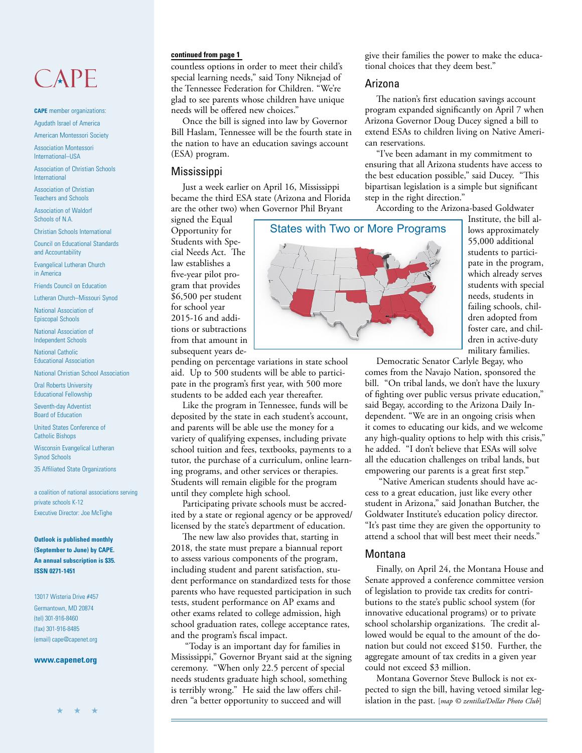# CAPE

**CAPE** member organizations:

Agudath Israel of America

American Montessori Society

Association Montessori International–USA

Association of Christian Schools International

Association of Christian Teachers and Schools

Association of Waldorf Schools of N.A.

Christian Schools International

Council on Educational Standards and Accountability

Evangelical Lutheran Church in America

Friends Council on Education

Lutheran Church–Missouri Synod

National Association of Episcopal Schools

National Association of Independent Schools

National Catholic Educational Association

National Christian School Association

Oral Roberts University Educational Fellowship

Seventh-day Adventist Board of Education

United States Conference of Catholic Bishops

Wisconsin Evangelical Lutheran Synod Schools

35 Affiliated State Organizations

a coalition of national associations serving private schools K-12

Executive Director: Joe McTighe

**Outlook is published monthly (September to June) by CAPE. An annual subscription is $35. ISSN 0271-1451**

13017 Wisteria Drive #457
Germantown, MD 20874
(tel) 301-916-8460
(fax) 301-916-8485
(email) cape@capenet.org

**www.capenet.org**

**continued from page 1**

countless options in order to meet their child's special learning needs," said Tony Niknejad of the Tennessee Federation for Children. "We're glad to see parents whose children have unique needs will be offered new choices."

Once the bill is signed into law by Governor Bill Haslam, Tennessee will be the fourth state in the nation to have an education savings account (ESA) program.

## Mississippi

Just a week earlier on April 16, Mississippi became the third ESA state (Arizona and Florida are the other two) when Governor Phil Bryant signed the Equal Opportunity for Students with Special Needs Act. The law establishes a five-year pilot program that provides $6,500 per student for school year 2015-16 and additions or subtractions from that amount in subsequent years depending on percentage variations in state school aid. Up to 500 students will be able to participate in the program's first year, with 500 more students to be added each year thereafter.

Like the program in Tennessee, funds will be deposited by the state in each student's account, and parents will be able use the money for a variety of qualifying expenses, including private school tuition and fees, textbooks, payments to a tutor, the purchase of a curriculum, online learning programs, and other services or therapies. Students will remain eligible for the program until they complete high school.

Participating private schools must be accredited by a state or regional agency or be approved/licensed by the state's department of education.

The new law also provides that, starting in 2018, the state must prepare a biannual report to assess various components of the program, including student and parent satisfaction, student performance on standardized tests for those parents who have requested participation in such tests, student performance on AP exams and other exams related to college admission, high school graduation rates, college acceptance rates, and the program's fiscal impact.

"Today is an important day for families in Mississippi," Governor Bryant said at the signing ceremony. "When only 22.5 percent of special needs students graduate high school, something is terribly wrong." He said the law offers children "a better opportunity to succeed and will give their families the power to make the educational choices that they deem best."

## Arizona

The nation's first education savings account program expanded significantly on April 7 when Arizona Governor Doug Ducey signed a bill to extend ESAs to children living on Native American reservations.

"I've been adamant in my commitment to ensuring that all Arizona students have access to the best education possible," said Ducey. "This bipartisan legislation is a simple but significant step in the right direction."

According to the Arizona-based Goldwater Institute, the bill allows approximately 55,000 additional students to participate in the program, which already serves students with special needs, students in failing schools, children adopted from foster care, and children in active-duty military families.

States with Two or More Programs

Democratic Senator Carlyle Begay, who comes from the Navajo Nation, sponsored the bill. "On tribal lands, we don't have the luxury of fighting over public versus private education," said Begay, according to the Arizona Daily Independent. "We are in an ongoing crisis when it comes to educating our kids, and we welcome any high-quality options to help with this crisis," he added. "I don't believe that ESAs will solve all the education challenges on tribal lands, but empowering our parents is a great first step."

"Native American students should have access to a great education, just like every other student in Arizona," said Jonathan Butcher, the Goldwater Institute's education policy director. "It's past time they are given the opportunity to attend a school that will best meet their needs."

## Montana

Finally, on April 24, the Montana House and Senate approved a conference committee version of legislation to provide tax credits for contributions to the state's public school system (for innovative educational programs) or to private school scholarship organizations. The credit allowed would be equal to the amount of the donation but could not exceed $150. Further, the aggregate amount of tax credits in a given year could not exceed $3 million.

Montana Governor Steve Bullock is not expected to sign the bill, having vetoed similar legislation in the past. [*map © zentilia/Dollar Photo Club*]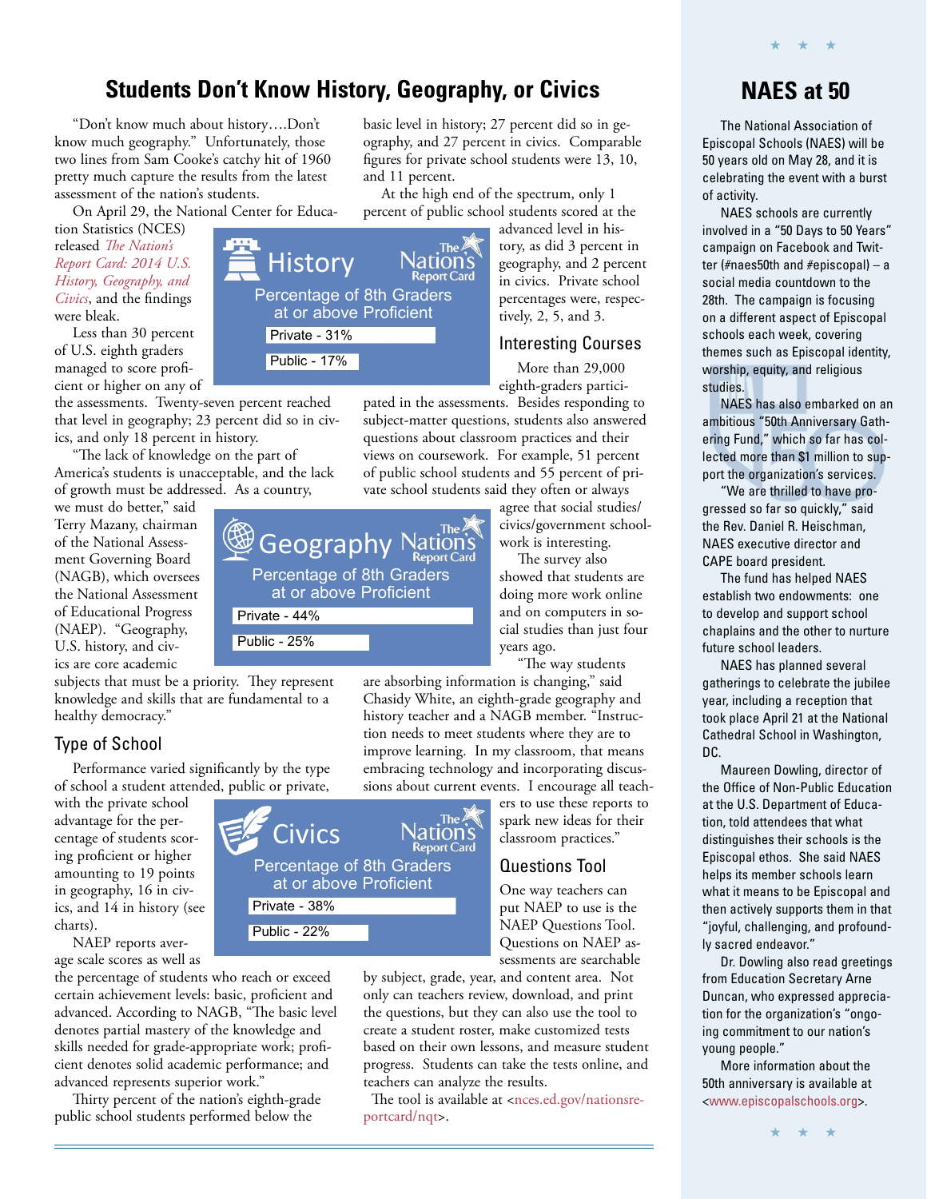## Students Don't Know History, Geography, or Civics

"Don't know much about history….Don't know much geography." Unfortunately, those two lines from Sam Cooke's catchy hit of 1960 pretty much capture the results from the latest assessment of the nation's students.

On April 29, the National Center for Education Statistics (NCES) released *The Nation's Report Card: 2014 U.S. History, Geography, and Civics*, and the findings were bleak.

Less than 30 percent of U.S. eighth graders managed to score proficient or higher on any of the assessments. Twenty-seven percent reached that level in geography; 23 percent did so in civics, and only 18 percent in history.

"The lack of knowledge on the part of America's students is unacceptable, and the lack of growth must be addressed. As a country, we must do better," said Terry Mazany, chairman of the National Assessment Governing Board (NAGB), which oversees the National Assessment of Educational Progress (NAEP). "Geography, U.S. history, and civics are core academic subjects that must be a priority. They represent knowledge and skills that are fundamental to a healthy democracy."

**History** — The Nation's Report Card
Percentage of 8th Graders at or above Proficient
- Private - 31%
- Public - 17%

**Geography** — The Nation's Report Card
Percentage of 8th Graders at or above Proficient
- Private - 44%
- Public - 25%

**Civics** — The Nation's Report Card
Percentage of 8th Graders at or above Proficient
- Private - 38%
- Public - 22%

### Type of School

Performance varied significantly by the type of school a student attended, public or private, with the private school advantage for the percentage of students scoring proficient or higher amounting to 19 points in geography, 16 in civics, and 14 in history (see charts).

NAEP reports average scale scores as well as the percentage of students who reach or exceed certain achievement levels: basic, proficient and advanced. According to NAGB, "The basic level denotes partial mastery of the knowledge and skills needed for grade-appropriate work; proficient denotes solid academic performance; and advanced represents superior work."

Thirty percent of the nation's eighth-grade public school students performed below the basic level in history; 27 percent did so in geography, and 27 percent in civics. Comparable figures for private school students were 13, 10, and 11 percent.

At the high end of the spectrum, only 1 percent of public school students scored at the advanced level in history, as did 3 percent in geography, and 2 percent in civics. Private school percentages were, respectively, 2, 5, and 3.

### Interesting Courses

More than 29,000 eighth-graders participated in the assessments. Besides responding to subject-matter questions, students also answered questions about classroom practices and their views on coursework. For example, 51 percent of public school students and 55 percent of private school students said they often or always agree that social studies/civics/government schoolwork is interesting.

The survey also showed that students are doing more work online and on computers in social studies than just four years ago.

"The way students are absorbing information is changing," said Chasidy White, an eighth-grade geography and history teacher and a NAGB member. "Instruction needs to meet students where they are to improve learning. In my classroom, that means embracing technology and incorporating discussions about current events. I encourage all teachers to use these reports to spark new ideas for their classroom practices."

### Questions Tool

One way teachers can put NAEP to use is the NAEP Questions Tool. Questions on NAEP assessments are searchable by subject, grade, year, and content area. Not only can teachers review, download, and print the questions, but they can also use the tool to create a student roster, make customized tests based on their own lessons, and measure student progress. Students can take the tests online, and teachers can analyze the results.

The tool is available at <nces.ed.gov/nationsreportcard/nqt>.

## NAES at 50

The National Association of Episcopal Schools (NAES) will be 50 years old on May 28, and it is celebrating the event with a burst of activity.

NAES schools are currently involved in a "50 Days to 50 Years" campaign on Facebook and Twitter (#naes50th and #episcopal) – a social media countdown to the 28th. The campaign is focusing on a different aspect of Episcopal schools each week, covering themes such as Episcopal identity, worship, equity, and religious studies.

NAES has also embarked on an ambitious "50th Anniversary Gathering Fund," which so far has collected more than $1 million to support the organization's services.

"We are thrilled to have progressed so far so quickly," said the Rev. Daniel R. Heischman, NAES executive director and CAPE board president.

The fund has helped NAES establish two endowments: one to develop and support school chaplains and the other to nurture future school leaders.

NAES has planned several gatherings to celebrate the jubilee year, including a reception that took place April 21 at the National Cathedral School in Washington, DC.

Maureen Dowling, director of the Office of Non-Public Education at the U.S. Department of Education, told attendees that what distinguishes their schools is the Episcopal ethos. She said NAES helps its member schools learn what it means to be Episcopal and then actively supports them in that "joyful, challenging, and profoundly sacred endeavor."

Dr. Dowling also read greetings from Education Secretary Arne Duncan, who expressed appreciation for the organization's "ongoing commitment to our nation's young people."

More information about the 50th anniversary is available at <www.episcopalschools.org>.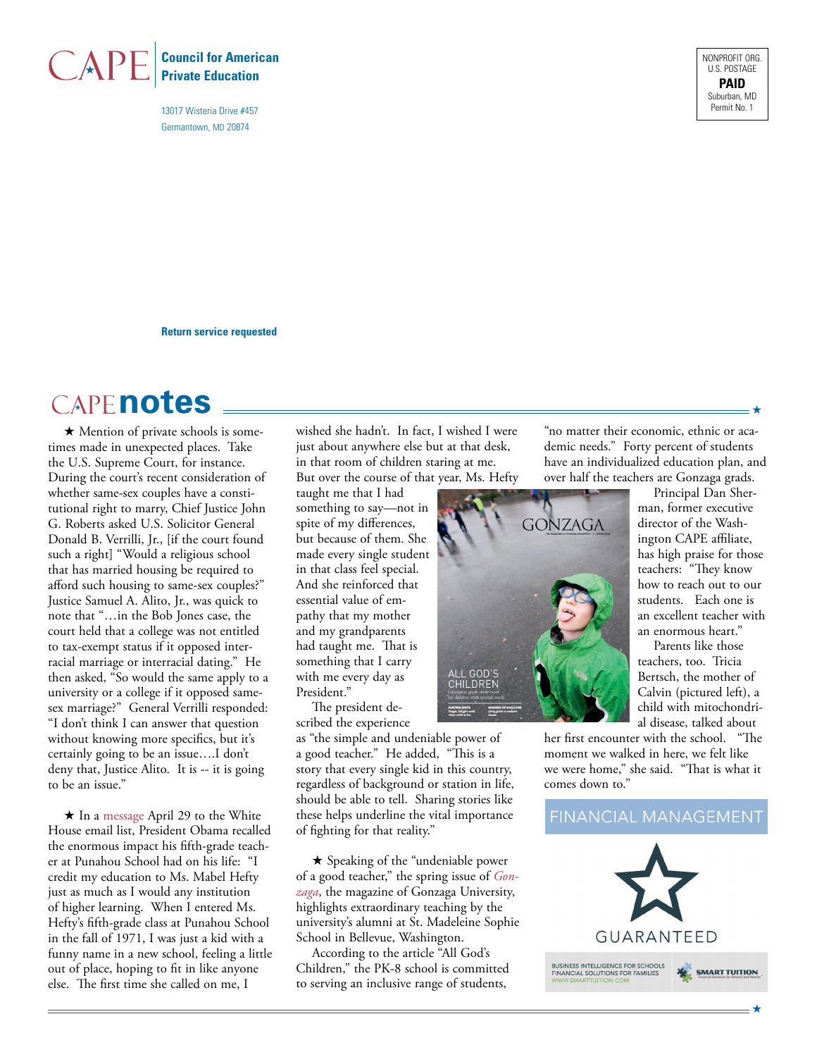CAPE Council for American Private Education

13017 Wisteria Drive #457
Germantown, MD 20874

NONPROFIT ORG.
U.S. POSTAGE
**PAID**
Suburban, MD
Permit No. 1

**Return service requested**

# CAPE notes

★ Mention of private schools is sometimes made in unexpected places. Take the U.S. Supreme Court, for instance. During the court's recent consideration of whether same-sex couples have a constitutional right to marry, Chief Justice John G. Roberts asked U.S. Solicitor General Donald B. Verrilli, Jr., [if the court found such a right] "Would a religious school that has married housing be required to afford such housing to same-sex couples?" Justice Samuel A. Alito, Jr., was quick to note that "…in the Bob Jones case, the court held that a college was not entitled to tax-exempt status if it opposed interracial marriage or interracial dating." He then asked, "So would the same apply to a university or a college if it opposed same-sex marriage?" General Verrilli responded: "I don't think I can answer that question without knowing more specifics, but it's certainly going to be an issue….I don't deny that, Justice Alito. It is -- it is going to be an issue."

★ In a message April 29 to the White House email list, President Obama recalled the enormous impact his fifth-grade teacher at Punahou School had on his life: "I credit my education to Ms. Mabel Hefty just as much as I would any institution of higher learning. When I entered Ms. Hefty's fifth-grade class at Punahou School in the fall of 1971, I was just a kid with a funny name in a new school, feeling a little out of place, hoping to fit in like anyone else. The first time she called on me, I wished she hadn't. In fact, I wished I were just about anywhere else but at that desk, in that room of children staring at me. But over the course of that year, Ms. Hefty taught me that I had something to say—not in spite of my differences, but because of them. She made every single student in that class feel special. And she reinforced that essential value of empathy that my mother and my grandparents had taught me. That is something that I carry with me every day as President."

The president described the experience as "the simple and undeniable power of a good teacher." He added, "This is a story that every single kid in this country, regardless of background or station in life, should be able to tell. Sharing stories like these helps underline the vital importance of fighting for that reality."

★ Speaking of the "undeniable power of a good teacher," the spring issue of *Gonzaga*, the magazine of Gonzaga University, highlights extraordinary teaching by the university's alumni at St. Madeleine Sophie School in Bellevue, Washington.

According to the article "All God's Children," the PK-8 school is committed to serving an inclusive range of students, "no matter their economic, ethnic or academic needs." Forty percent of students have an individualized education plan, and over half the teachers are Gonzaga grads.

Principal Dan Sherman, former executive director of the Washington CAPE affiliate, has high praise for those teachers: "They know how to reach out to our students. Each one is an excellent teacher with an enormous heart."

Parents like those teachers, too. Tricia Bertsch, the mother of Calvin (pictured left), a child with mitochondrial disease, talked about her first encounter with the school. "The moment we walked in here, we felt like we were home," she said. "That is what it comes down to."

FINANCIAL MANAGEMENT

GUARANTEED

BUSINESS INTELLIGENCE FOR SCHOOLS
FINANCIAL SOLUTIONS FOR FAMILIES
WWW.SMARTTUITION.COM

SMART TUITION